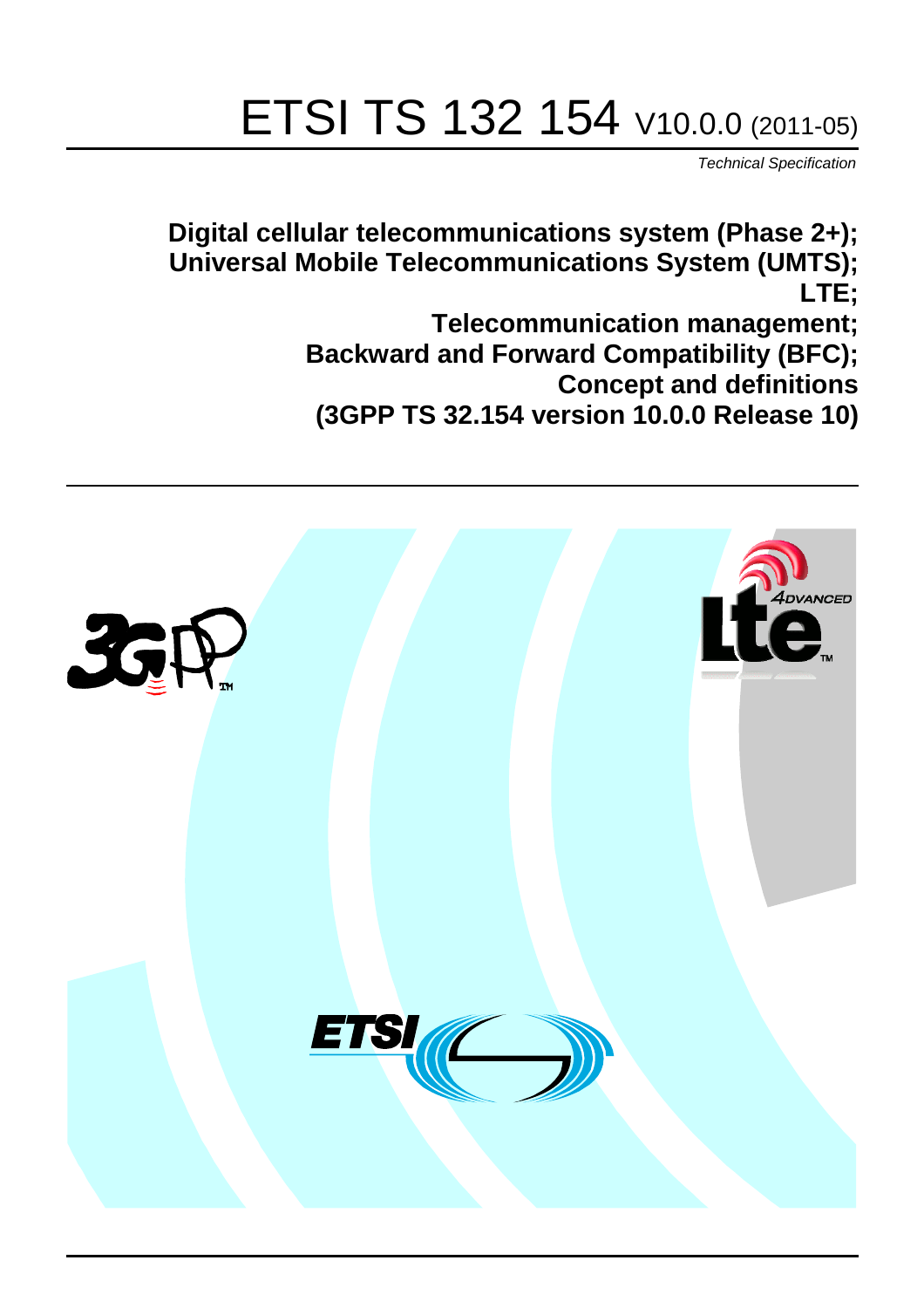# ETSI TS 132 154 V10.0.0 (2011-05)

*Technical Specification*

**Digital cellular telecommunications system (Phase 2+);**
**Universal Mobile Telecommunications System (UMTS);**
**LTE;**
**Telecommunication management;**
**Backward and Forward Compatibility (BFC);**
**Concept and definitions**
**(3GPP TS 32.154 version 10.0.0 Release 10)**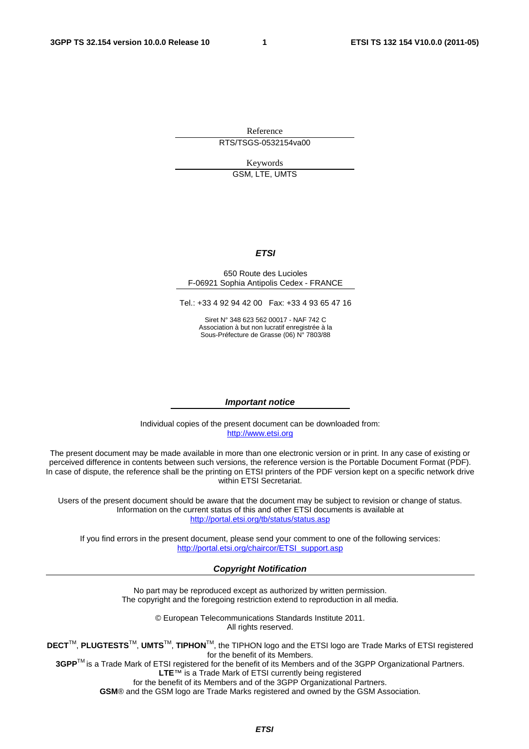Reference

RTS/TSGS-0532154va00

Keywords

GSM, LTE, UMTS

***ETSI***

650 Route des Lucioles
F-06921 Sophia Antipolis Cedex - FRANCE

Tel.: +33 4 92 94 42 00 Fax: +33 4 93 65 47 16

Siret N° 348 623 562 00017 - NAF 742 C
Association à but non lucratif enregistrée à la
Sous-Préfecture de Grasse (06) N° 7803/88

***Important notice***

Individual copies of the present document can be downloaded from:
http://www.etsi.org

The present document may be made available in more than one electronic version or in print. In any case of existing or perceived difference in contents between such versions, the reference version is the Portable Document Format (PDF). In case of dispute, the reference shall be the printing on ETSI printers of the PDF version kept on a specific network drive within ETSI Secretariat.

Users of the present document should be aware that the document may be subject to revision or change of status. Information on the current status of this and other ETSI documents is available at
http://portal.etsi.org/tb/status/status.asp

If you find errors in the present document, please send your comment to one of the following services:
http://portal.etsi.org/chaircor/ETSI_support.asp

***Copyright Notification***

No part may be reproduced except as authorized by written permission.
The copyright and the foregoing restriction extend to reproduction in all media.

© European Telecommunications Standards Institute 2011.
All rights reserved.

**DECT**™, **PLUGTESTS**™, **UMTS**™, **TIPHON**™, the TIPHON logo and the ETSI logo are Trade Marks of ETSI registered for the benefit of its Members.
**3GPP**™ is a Trade Mark of ETSI registered for the benefit of its Members and of the 3GPP Organizational Partners.
**LTE**™ is a Trade Mark of ETSI currently being registered
for the benefit of its Members and of the 3GPP Organizational Partners.
**GSM**® and the GSM logo are Trade Marks registered and owned by the GSM Association.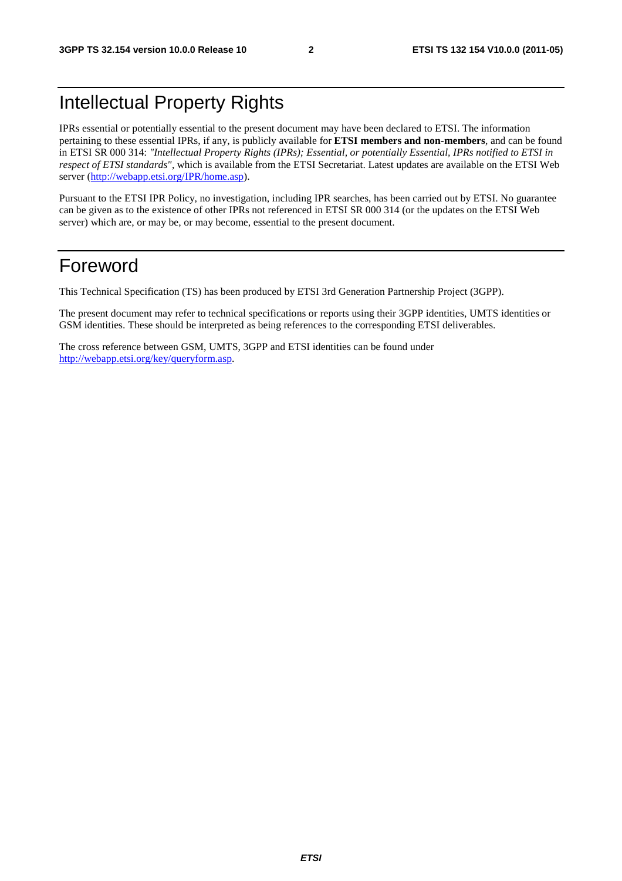# Intellectual Property Rights

IPRs essential or potentially essential to the present document may have been declared to ETSI. The information pertaining to these essential IPRs, if any, is publicly available for **ETSI members and non-members**, and can be found in ETSI SR 000 314: *"Intellectual Property Rights (IPRs); Essential, or potentially Essential, IPRs notified to ETSI in respect of ETSI standards"*, which is available from the ETSI Secretariat. Latest updates are available on the ETSI Web server (http://webapp.etsi.org/IPR/home.asp).

Pursuant to the ETSI IPR Policy, no investigation, including IPR searches, has been carried out by ETSI. No guarantee can be given as to the existence of other IPRs not referenced in ETSI SR 000 314 (or the updates on the ETSI Web server) which are, or may be, or may become, essential to the present document.

# Foreword

This Technical Specification (TS) has been produced by ETSI 3rd Generation Partnership Project (3GPP).

The present document may refer to technical specifications or reports using their 3GPP identities, UMTS identities or GSM identities. These should be interpreted as being references to the corresponding ETSI deliverables.

The cross reference between GSM, UMTS, 3GPP and ETSI identities can be found under http://webapp.etsi.org/key/queryform.asp.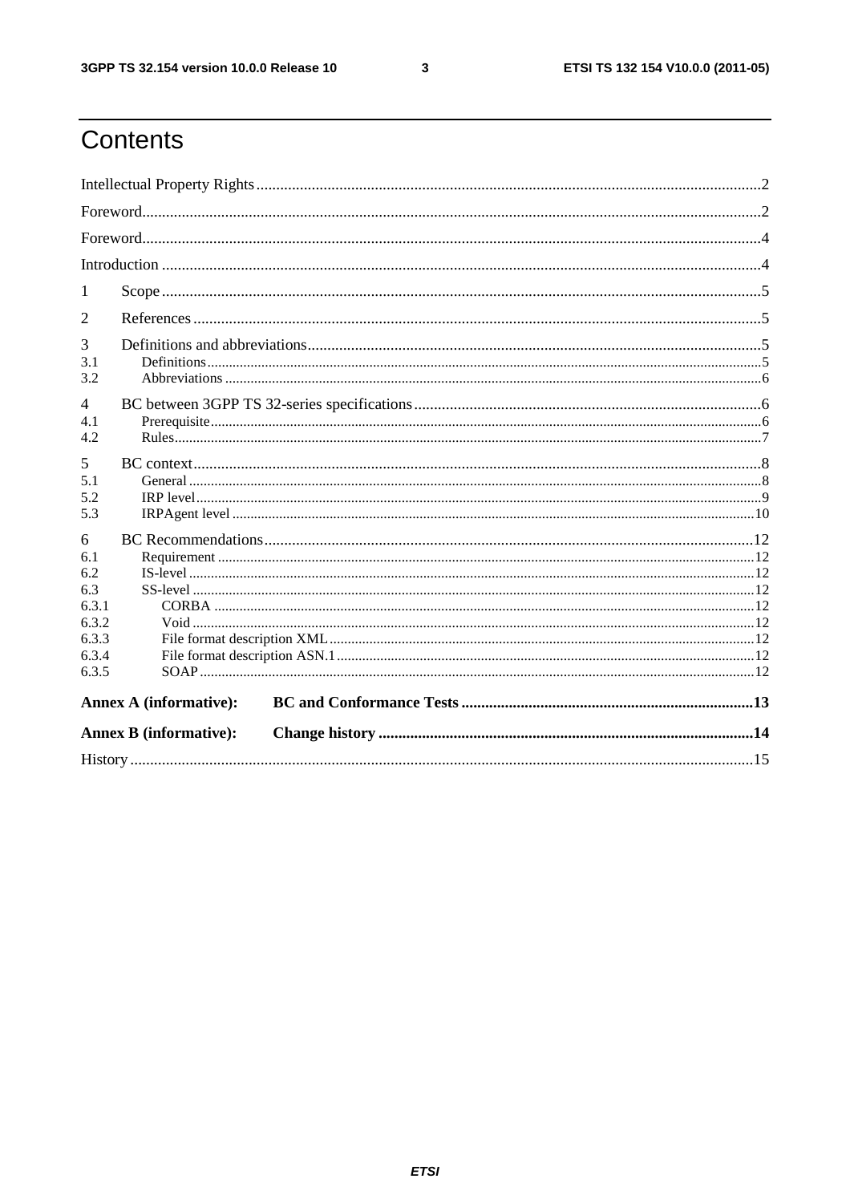# Contents

Intellectual Property Rights ..... 2

Foreword ..... 2

Foreword ..... 4

Introduction ..... 4

1 Scope ..... 5

2 References ..... 5

3 Definitions and abbreviations ..... 5

3.1 Definitions ..... 5

3.2 Abbreviations ..... 6

4 BC between 3GPP TS 32-series specifications ..... 6

4.1 Prerequisite ..... 6

4.2 Rules ..... 7

5 BC context ..... 8

5.1 General ..... 8

5.2 IRP level ..... 9

5.3 IRPAgent level ..... 10

6 BC Recommendations ..... 12

6.1 Requirement ..... 12

6.2 IS-level ..... 12

6.3 SS-level ..... 12

6.3.1 CORBA ..... 12

6.3.2 Void ..... 12

6.3.3 File format description XML ..... 12

6.3.4 File format description ASN.1 ..... 12

6.3.5 SOAP ..... 12

**Annex A (informative): BC and Conformance Tests ..... 13**

**Annex B (informative): Change history ..... 14**

History ..... 15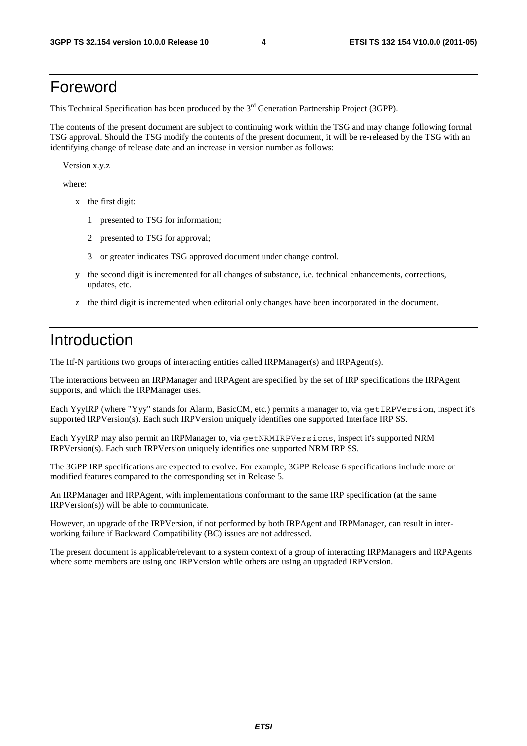# Foreword

This Technical Specification has been produced by the 3rd Generation Partnership Project (3GPP).

The contents of the present document are subject to continuing work within the TSG and may change following formal TSG approval. Should the TSG modify the contents of the present document, it will be re-released by the TSG with an identifying change of release date and an increase in version number as follows:

Version x.y.z

where:

- x the first digit:
  - 1 presented to TSG for information;
  - 2 presented to TSG for approval;
  - 3 or greater indicates TSG approved document under change control.
- y the second digit is incremented for all changes of substance, i.e. technical enhancements, corrections, updates, etc.
- z the third digit is incremented when editorial only changes have been incorporated in the document.

# Introduction

The Itf-N partitions two groups of interacting entities called IRPManager(s) and IRPAgent(s).

The interactions between an IRPManager and IRPAgent are specified by the set of IRP specifications the IRPAgent supports, and which the IRPManager uses.

Each YyyIRP (where "Yyy" stands for Alarm, BasicCM, etc.) permits a manager to, via `getIRPVersion`, inspect it's supported IRPVersion(s). Each such IRPVersion uniquely identifies one supported Interface IRP SS.

Each YyyIRP may also permit an IRPManager to, via `getNRMIRPVersions`, inspect it's supported NRM IRPVersion(s). Each such IRPVersion uniquely identifies one supported NRM IRP SS.

The 3GPP IRP specifications are expected to evolve. For example, 3GPP Release 6 specifications include more or modified features compared to the corresponding set in Release 5.

An IRPManager and IRPAgent, with implementations conformant to the same IRP specification (at the same IRPVersion(s)) will be able to communicate.

However, an upgrade of the IRPVersion, if not performed by both IRPAgent and IRPManager, can result in inter-working failure if Backward Compatibility (BC) issues are not addressed.

The present document is applicable/relevant to a system context of a group of interacting IRPManagers and IRPAgents where some members are using one IRPVersion while others are using an upgraded IRPVersion.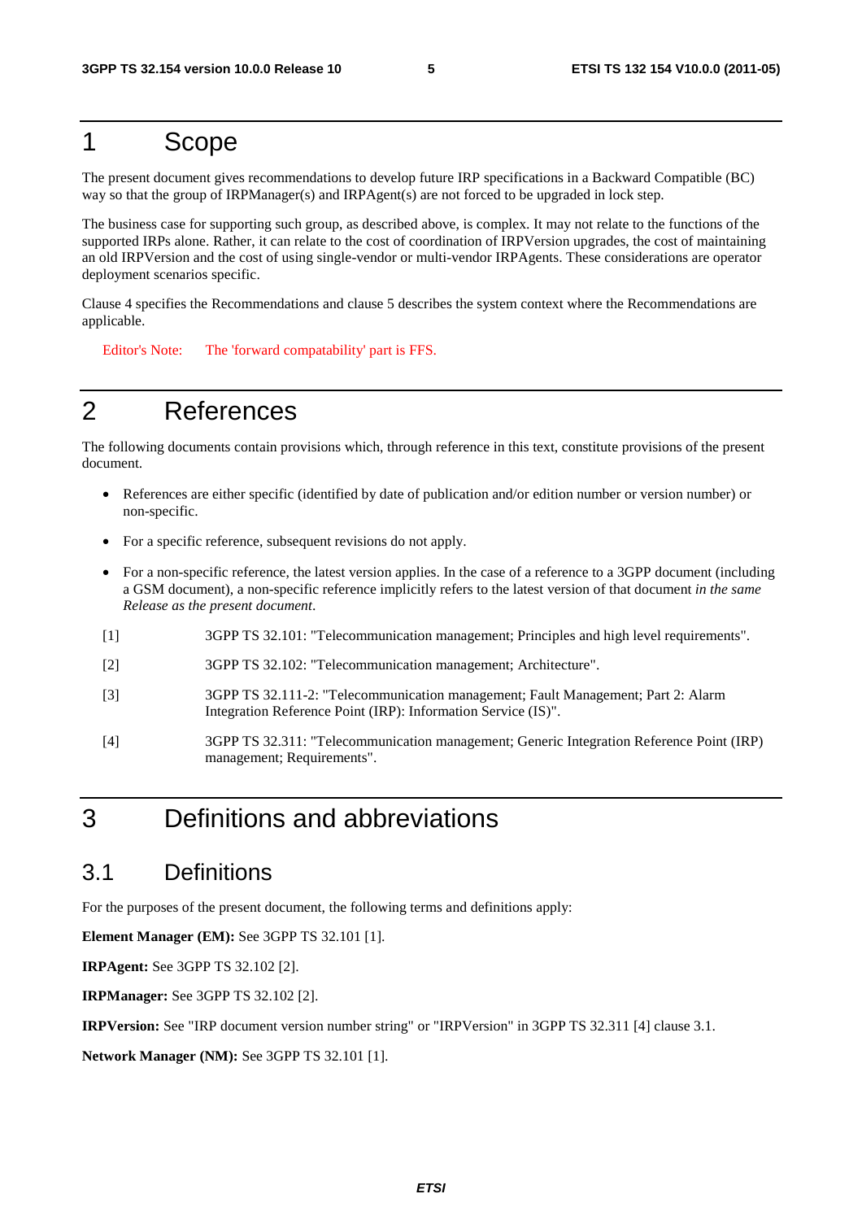# 1 Scope

The present document gives recommendations to develop future IRP specifications in a Backward Compatible (BC) way so that the group of IRPManager(s) and IRPAgent(s) are not forced to be upgraded in lock step.

The business case for supporting such group, as described above, is complex. It may not relate to the functions of the supported IRPs alone. Rather, it can relate to the cost of coordination of IRPVersion upgrades, the cost of maintaining an old IRPVersion and the cost of using single-vendor or multi-vendor IRPAgents. These considerations are operator deployment scenarios specific.

Clause 4 specifies the Recommendations and clause 5 describes the system context where the Recommendations are applicable.

Editor's Note: The 'forward compatability' part is FFS.

# 2 References

The following documents contain provisions which, through reference in this text, constitute provisions of the present document.

- References are either specific (identified by date of publication and/or edition number or version number) or non-specific.
- For a specific reference, subsequent revisions do not apply.
- For a non-specific reference, the latest version applies. In the case of a reference to a 3GPP document (including a GSM document), a non-specific reference implicitly refers to the latest version of that document *in the same Release as the present document*.

[1] 3GPP TS 32.101: "Telecommunication management; Principles and high level requirements".

[2] 3GPP TS 32.102: "Telecommunication management; Architecture".

[3] 3GPP TS 32.111-2: "Telecommunication management; Fault Management; Part 2: Alarm Integration Reference Point (IRP): Information Service (IS)".

[4] 3GPP TS 32.311: "Telecommunication management; Generic Integration Reference Point (IRP) management; Requirements".

# 3 Definitions and abbreviations

## 3.1 Definitions

For the purposes of the present document, the following terms and definitions apply:

**Element Manager (EM):** See 3GPP TS 32.101 [1].

**IRPAgent:** See 3GPP TS 32.102 [2].

**IRPManager:** See 3GPP TS 32.102 [2].

**IRPVersion:** See "IRP document version number string" or "IRPVersion" in 3GPP TS 32.311 [4] clause 3.1.

**Network Manager (NM):** See 3GPP TS 32.101 [1].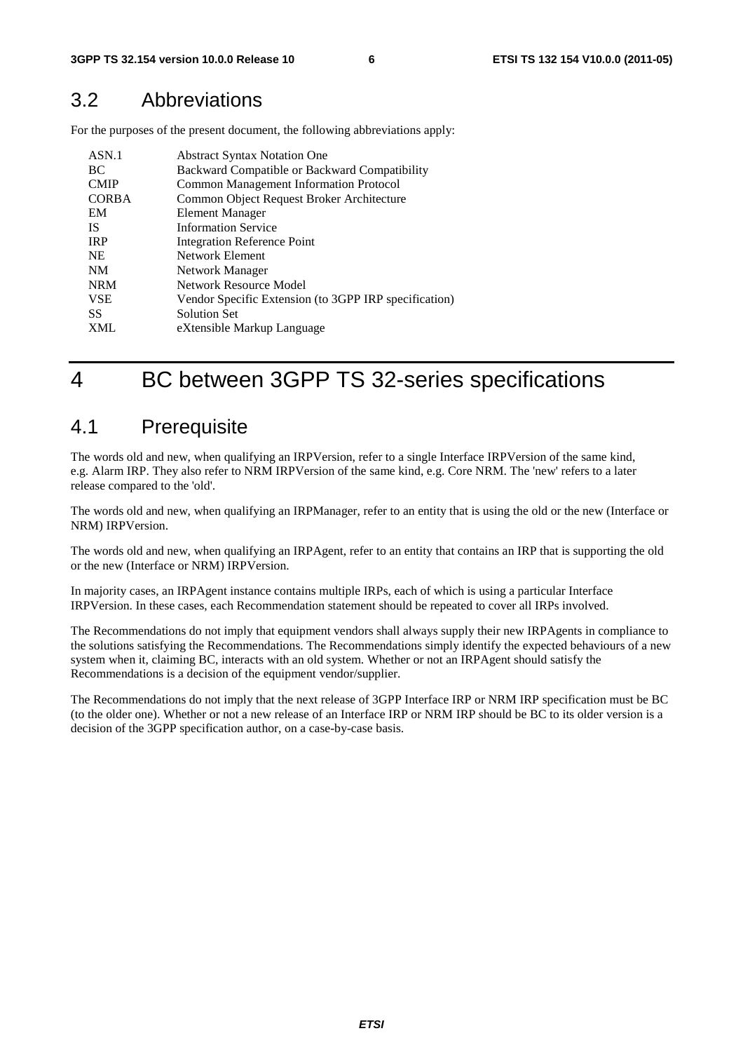## 3.2 Abbreviations

For the purposes of the present document, the following abbreviations apply:

| | |
|---|---|
| ASN.1 | Abstract Syntax Notation One |
| BC | Backward Compatible or Backward Compatibility |
| CMIP | Common Management Information Protocol |
| CORBA | Common Object Request Broker Architecture |
| EM | Element Manager |
| IS | Information Service |
| IRP | Integration Reference Point |
| NE | Network Element |
| NM | Network Manager |
| NRM | Network Resource Model |
| VSE | Vendor Specific Extension (to 3GPP IRP specification) |
| SS | Solution Set |
| XML | eXtensible Markup Language |

# 4 BC between 3GPP TS 32-series specifications

## 4.1 Prerequisite

The words old and new, when qualifying an IRPVersion, refer to a single Interface IRPVersion of the same kind, e.g. Alarm IRP. They also refer to NRM IRPVersion of the same kind, e.g. Core NRM. The 'new' refers to a later release compared to the 'old'.

The words old and new, when qualifying an IRPManager, refer to an entity that is using the old or the new (Interface or NRM) IRPVersion.

The words old and new, when qualifying an IRPAgent, refer to an entity that contains an IRP that is supporting the old or the new (Interface or NRM) IRPVersion.

In majority cases, an IRPAgent instance contains multiple IRPs, each of which is using a particular Interface IRPVersion. In these cases, each Recommendation statement should be repeated to cover all IRPs involved.

The Recommendations do not imply that equipment vendors shall always supply their new IRPAgents in compliance to the solutions satisfying the Recommendations. The Recommendations simply identify the expected behaviours of a new system when it, claiming BC, interacts with an old system. Whether or not an IRPAgent should satisfy the Recommendations is a decision of the equipment vendor/supplier.

The Recommendations do not imply that the next release of 3GPP Interface IRP or NRM IRP specification must be BC (to the older one). Whether or not a new release of an Interface IRP or NRM IRP should be BC to its older version is a decision of the 3GPP specification author, on a case-by-case basis.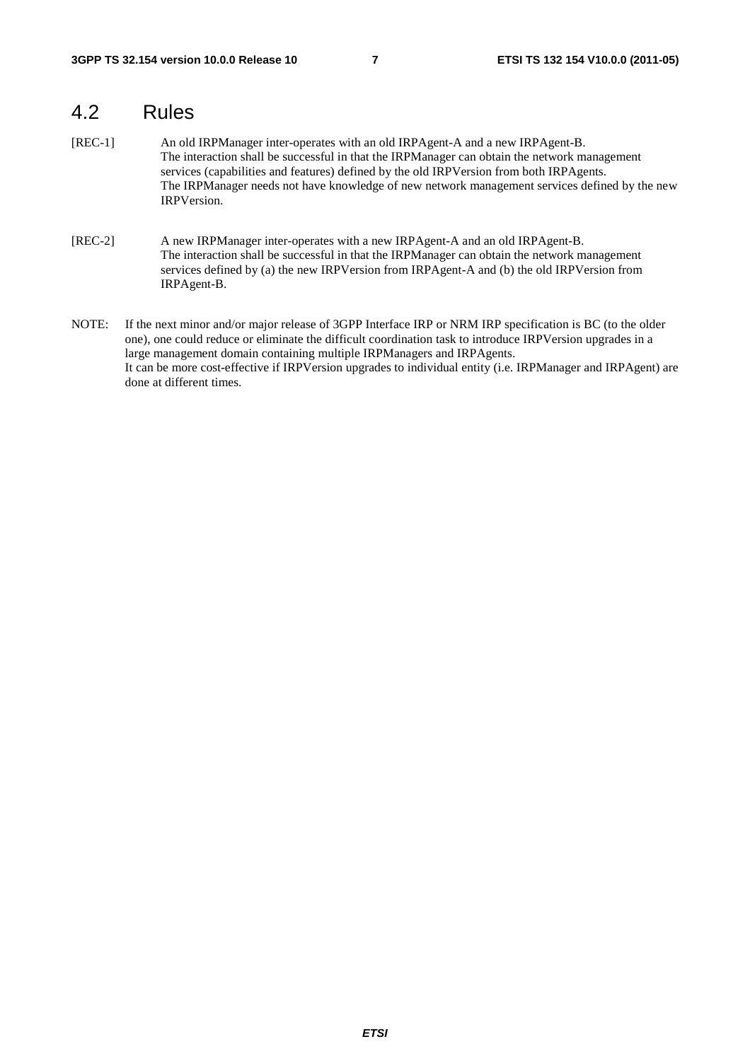## 4.2 Rules

[REC-1] An old IRPManager inter-operates with an old IRPAgent-A and a new IRPAgent-B.
The interaction shall be successful in that the IRPManager can obtain the network management services (capabilities and features) defined by the old IRPVersion from both IRPAgents.
The IRPManager needs not have knowledge of new network management services defined by the new IRPVersion.

[REC-2] A new IRPManager inter-operates with a new IRPAgent-A and an old IRPAgent-B.
The interaction shall be successful in that the IRPManager can obtain the network management services defined by (a) the new IRPVersion from IRPAgent-A and (b) the old IRPVersion from IRPAgent-B.

NOTE: If the next minor and/or major release of 3GPP Interface IRP or NRM IRP specification is BC (to the older one), one could reduce or eliminate the difficult coordination task to introduce IRPVersion upgrades in a large management domain containing multiple IRPManagers and IRPAgents.
It can be more cost-effective if IRPVersion upgrades to individual entity (i.e. IRPManager and IRPAgent) are done at different times.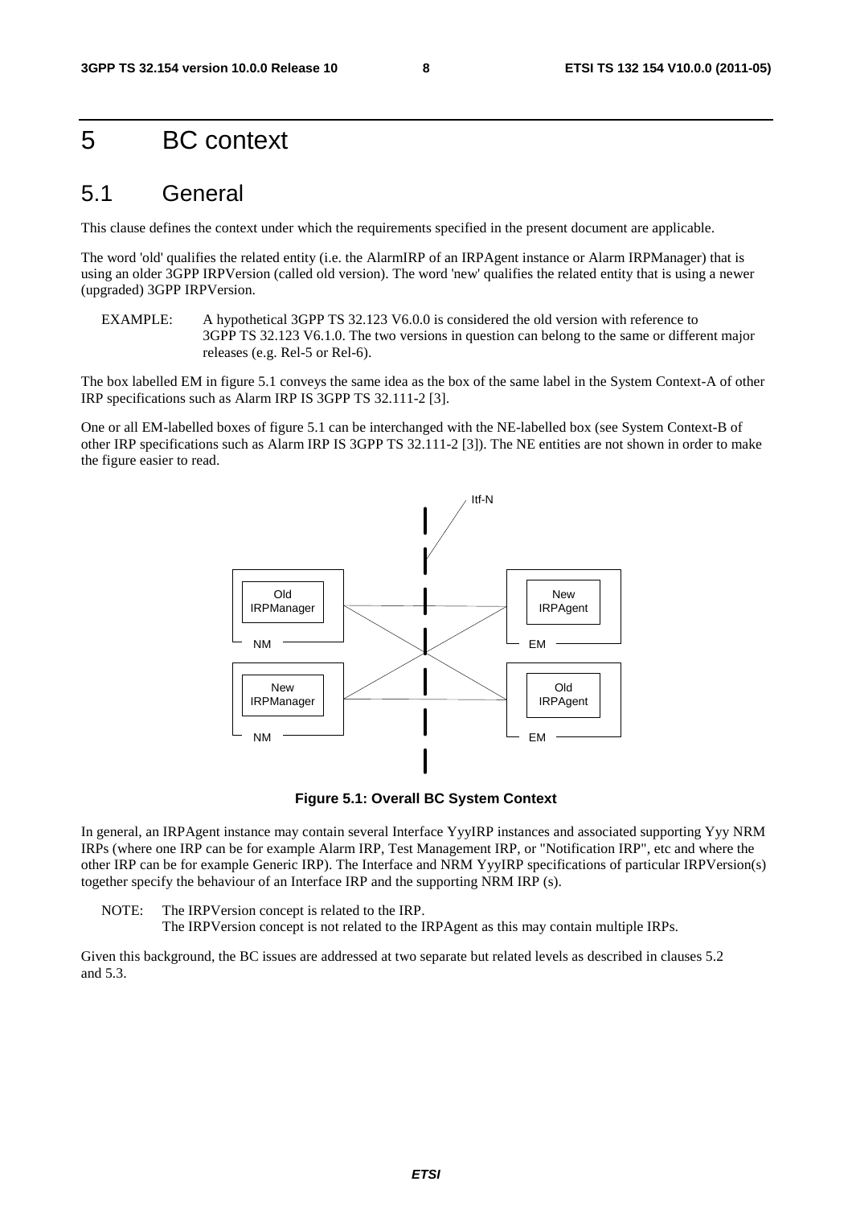# 5 BC context

## 5.1 General

This clause defines the context under which the requirements specified in the present document are applicable.

The word 'old' qualifies the related entity (i.e. the AlarmIRP of an IRPAgent instance or Alarm IRPManager) that is using an older 3GPP IRPVersion (called old version). The word 'new' qualifies the related entity that is using a newer (upgraded) 3GPP IRPVersion.

EXAMPLE: A hypothetical 3GPP TS 32.123 V6.0.0 is considered the old version with reference to 3GPP TS 32.123 V6.1.0. The two versions in question can belong to the same or different major releases (e.g. Rel-5 or Rel-6).

The box labelled EM in figure 5.1 conveys the same idea as the box of the same label in the System Context-A of other IRP specifications such as Alarm IRP IS 3GPP TS 32.111-2 [3].

One or all EM-labelled boxes of figure 5.1 can be interchanged with the NE-labelled box (see System Context-B of other IRP specifications such as Alarm IRP IS 3GPP TS 32.111-2 [3]). The NE entities are not shown in order to make the figure easier to read.

**Figure 5.1: Overall BC System Context**

In general, an IRPAgent instance may contain several Interface YyyIRP instances and associated supporting Yyy NRM IRPs (where one IRP can be for example Alarm IRP, Test Management IRP, or "Notification IRP", etc and where the other IRP can be for example Generic IRP). The Interface and NRM YyyIRP specifications of particular IRPVersion(s) together specify the behaviour of an Interface IRP and the supporting NRM IRP (s).

NOTE: The IRPVersion concept is related to the IRP.
The IRPVersion concept is not related to the IRPAgent as this may contain multiple IRPs.

Given this background, the BC issues are addressed at two separate but related levels as described in clauses 5.2 and 5.3.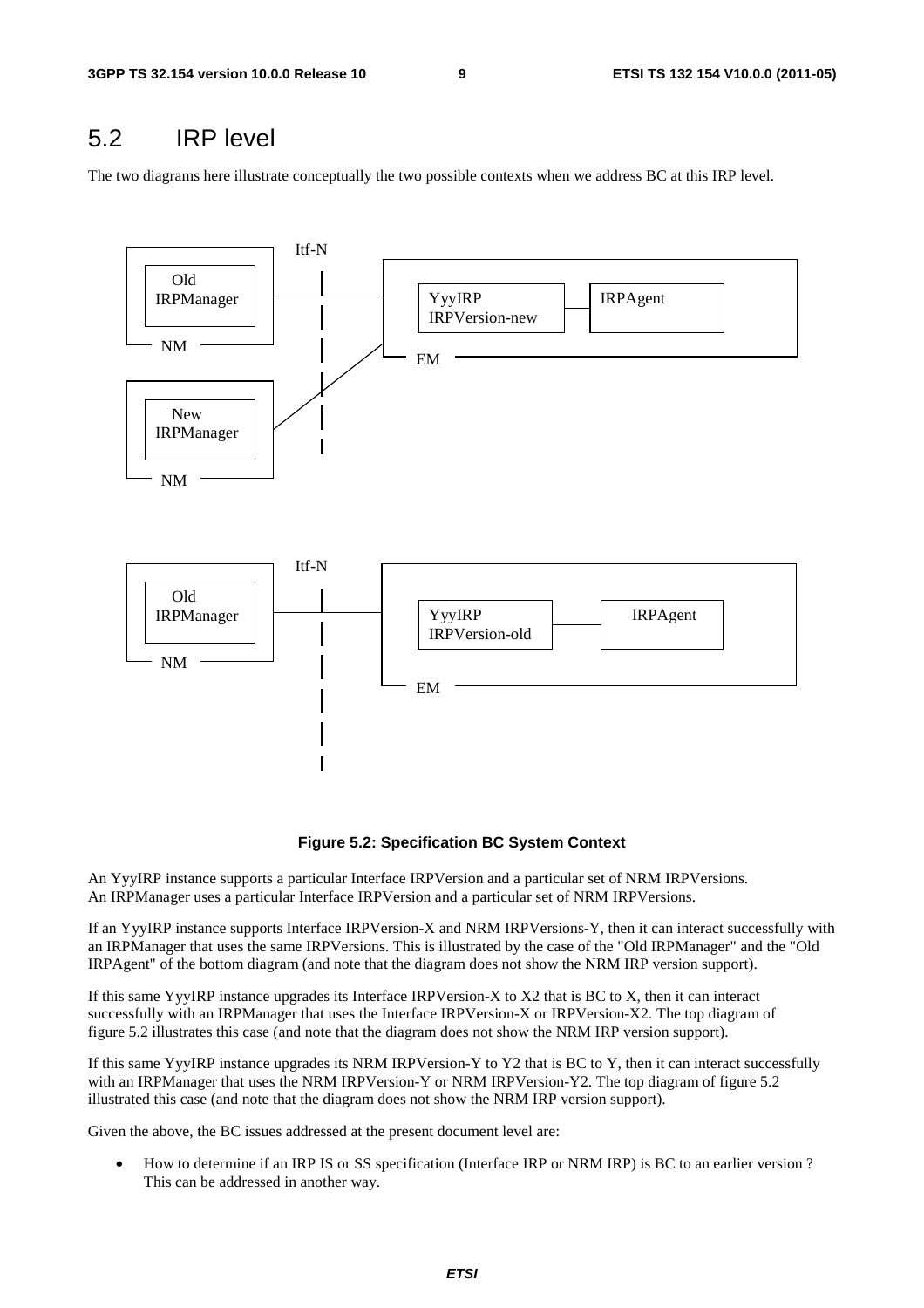## 5.2 IRP level

The two diagrams here illustrate conceptually the two possible contexts when we address BC at this IRP level.

**Figure 5.2: Specification BC System Context**

An YyyIRP instance supports a particular Interface IRPVersion and a particular set of NRM IRPVersions. An IRPManager uses a particular Interface IRPVersion and a particular set of NRM IRPVersions.

If an YyyIRP instance supports Interface IRPVersion-X and NRM IRPVersions-Y, then it can interact successfully with an IRPManager that uses the same IRPVersions. This is illustrated by the case of the "Old IRPManager" and the "Old IRPAgent" of the bottom diagram (and note that the diagram does not show the NRM IRP version support).

If this same YyyIRP instance upgrades its Interface IRPVersion-X to X2 that is BC to X, then it can interact successfully with an IRPManager that uses the Interface IRPVersion-X or IRPVersion-X2. The top diagram of figure 5.2 illustrates this case (and note that the diagram does not show the NRM IRP version support).

If this same YyyIRP instance upgrades its NRM IRPVersion-Y to Y2 that is BC to Y, then it can interact successfully with an IRPManager that uses the NRM IRPVersion-Y or NRM IRPVersion-Y2. The top diagram of figure 5.2 illustrated this case (and note that the diagram does not show the NRM IRP version support).

Given the above, the BC issues addressed at the present document level are:

- How to determine if an IRP IS or SS specification (Interface IRP or NRM IRP) is BC to an earlier version ? This can be addressed in another way.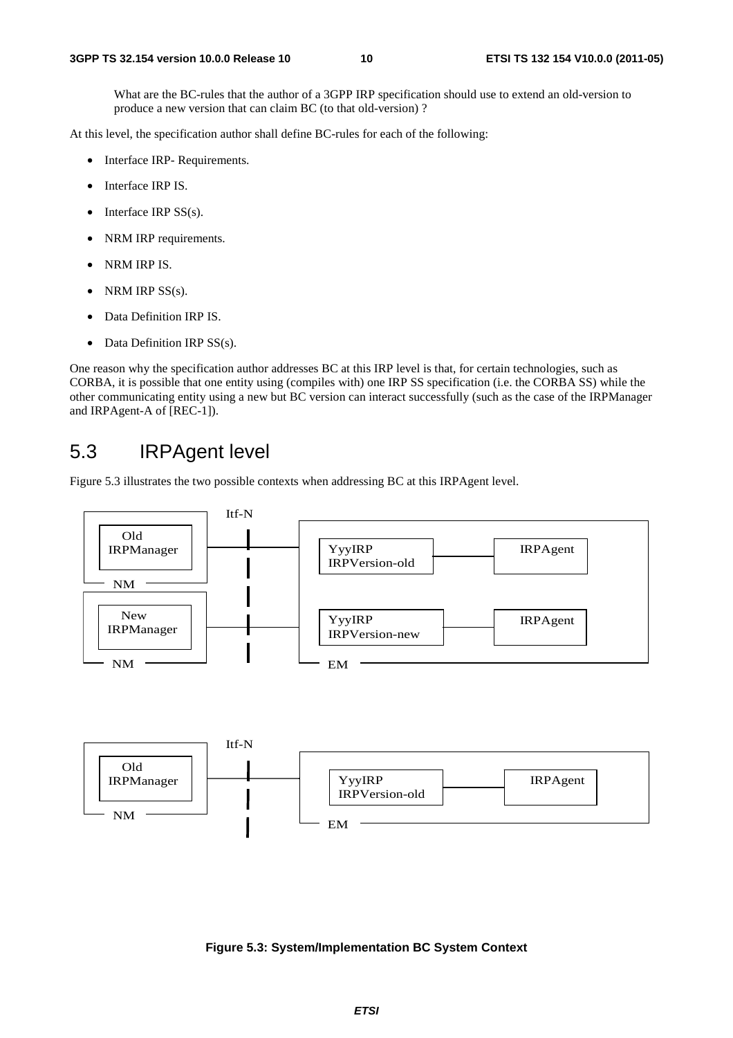What are the BC-rules that the author of a 3GPP IRP specification should use to extend an old-version to produce a new version that can claim BC (to that old-version) ?

At this level, the specification author shall define BC-rules for each of the following:

- Interface IRP- Requirements.
- Interface IRP IS.
- Interface IRP SS(s).
- NRM IRP requirements.
- NRM IRP IS.
- NRM IRP SS(s).
- Data Definition IRP IS.
- Data Definition IRP SS(s).

One reason why the specification author addresses BC at this IRP level is that, for certain technologies, such as CORBA, it is possible that one entity using (compiles with) one IRP SS specification (i.e. the CORBA SS) while the other communicating entity using a new but BC version can interact successfully (such as the case of the IRPManager and IRPAgent-A of [REC-1]).

## 5.3 IRPAgent level

Figure 5.3 illustrates the two possible contexts when addressing BC at this IRPAgent level.

Itf-N

Old IRPManager — NM | YyyIRP IRPVersion-old — IRPAgent

New IRPManager — NM | YyyIRP IRPVersion-new — IRPAgent — EM

Itf-N

Old IRPManager — NM | YyyIRP IRPVersion-old — IRPAgent — EM

**Figure 5.3: System/Implementation BC System Context**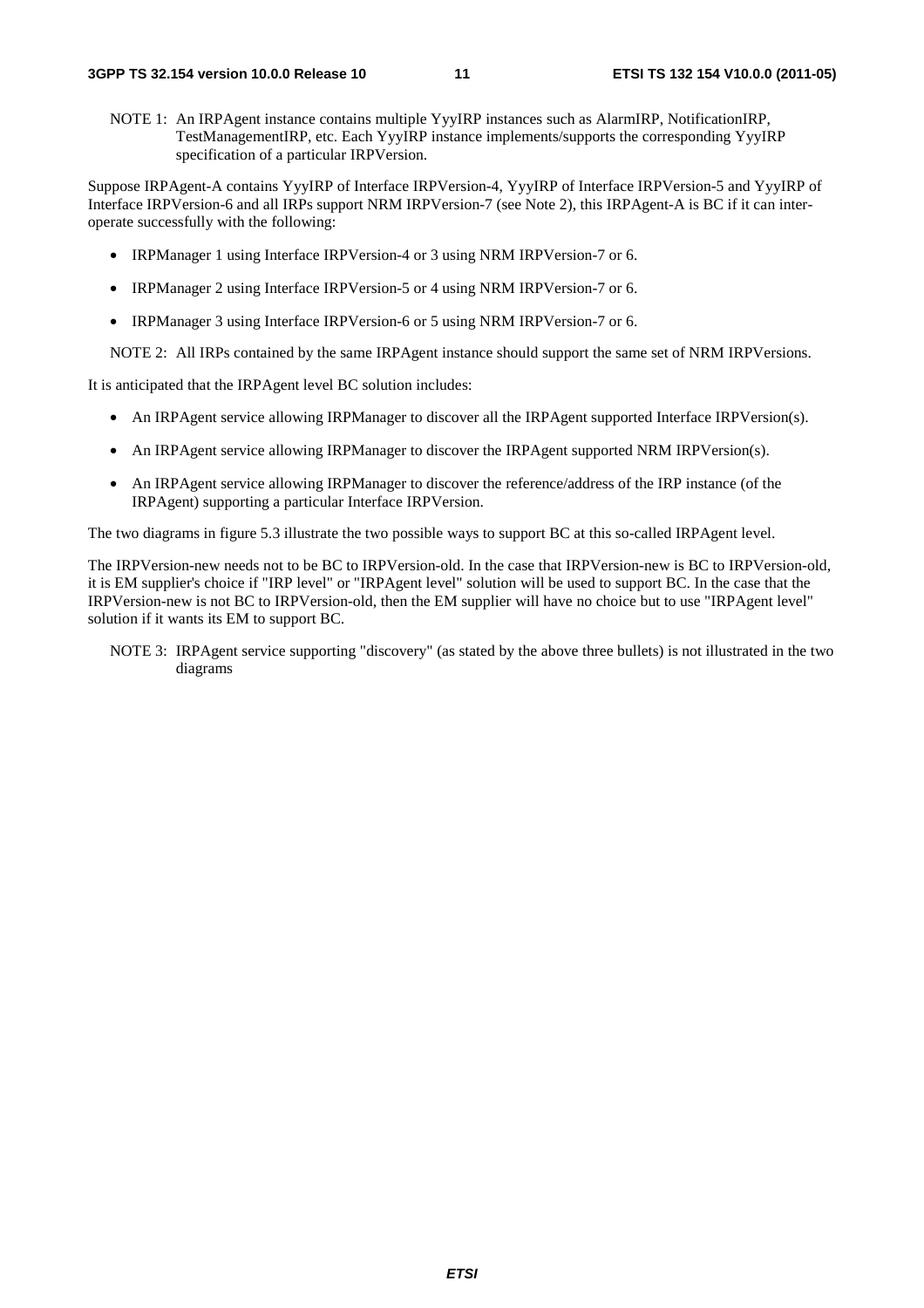NOTE 1: An IRPAgent instance contains multiple YyyIRP instances such as AlarmIRP, NotificationIRP, TestManagementIRP, etc. Each YyyIRP instance implements/supports the corresponding YyyIRP specification of a particular IRPVersion.

Suppose IRPAgent-A contains YyyIRP of Interface IRPVersion-4, YyyIRP of Interface IRPVersion-5 and YyyIRP of Interface IRPVersion-6 and all IRPs support NRM IRPVersion-7 (see Note 2), this IRPAgent-A is BC if it can inter-operate successfully with the following:

- IRPManager 1 using Interface IRPVersion-4 or 3 using NRM IRPVersion-7 or 6.
- IRPManager 2 using Interface IRPVersion-5 or 4 using NRM IRPVersion-7 or 6.
- IRPManager 3 using Interface IRPVersion-6 or 5 using NRM IRPVersion-7 or 6.

NOTE 2: All IRPs contained by the same IRPAgent instance should support the same set of NRM IRPVersions.

It is anticipated that the IRPAgent level BC solution includes:

- An IRPAgent service allowing IRPManager to discover all the IRPAgent supported Interface IRPVersion(s).
- An IRPAgent service allowing IRPManager to discover the IRPAgent supported NRM IRPVersion(s).
- An IRPAgent service allowing IRPManager to discover the reference/address of the IRP instance (of the IRPAgent) supporting a particular Interface IRPVersion.

The two diagrams in figure 5.3 illustrate the two possible ways to support BC at this so-called IRPAgent level.

The IRPVersion-new needs not to be BC to IRPVersion-old. In the case that IRPVersion-new is BC to IRPVersion-old, it is EM supplier's choice if "IRP level" or "IRPAgent level" solution will be used to support BC. In the case that the IRPVersion-new is not BC to IRPVersion-old, then the EM supplier will have no choice but to use "IRPAgent level" solution if it wants its EM to support BC.

NOTE 3: IRPAgent service supporting "discovery" (as stated by the above three bullets) is not illustrated in the two diagrams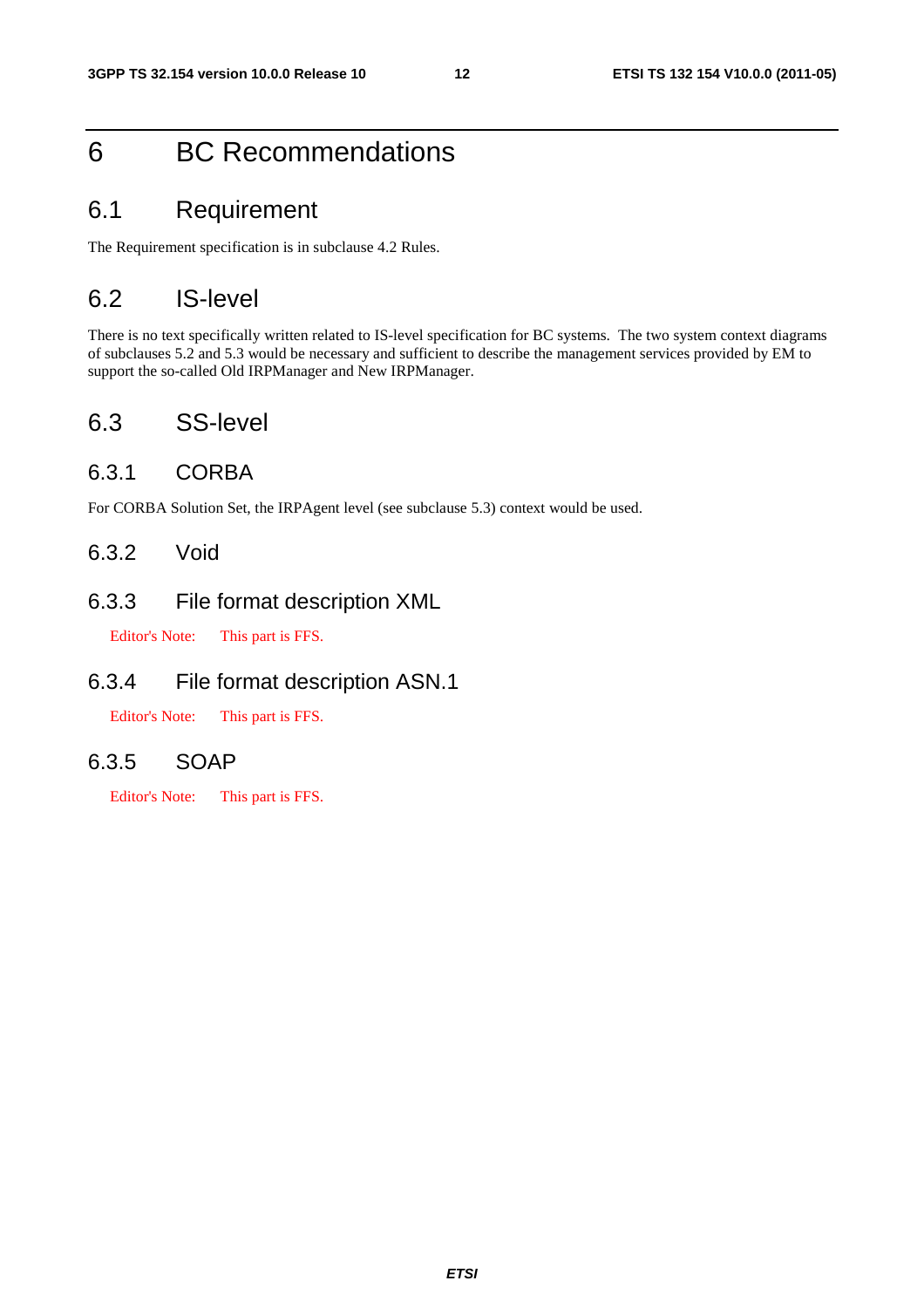# 6 BC Recommendations

## 6.1 Requirement

The Requirement specification is in subclause 4.2 Rules.

## 6.2 IS-level

There is no text specifically written related to IS-level specification for BC systems. The two system context diagrams of subclauses 5.2 and 5.3 would be necessary and sufficient to describe the management services provided by EM to support the so-called Old IRPManager and New IRPManager.

## 6.3 SS-level

### 6.3.1 CORBA

For CORBA Solution Set, the IRPAgent level (see subclause 5.3) context would be used.

### 6.3.2 Void

### 6.3.3 File format description XML

Editor's Note: This part is FFS.

### 6.3.4 File format description ASN.1

Editor's Note: This part is FFS.

### 6.3.5 SOAP

Editor's Note: This part is FFS.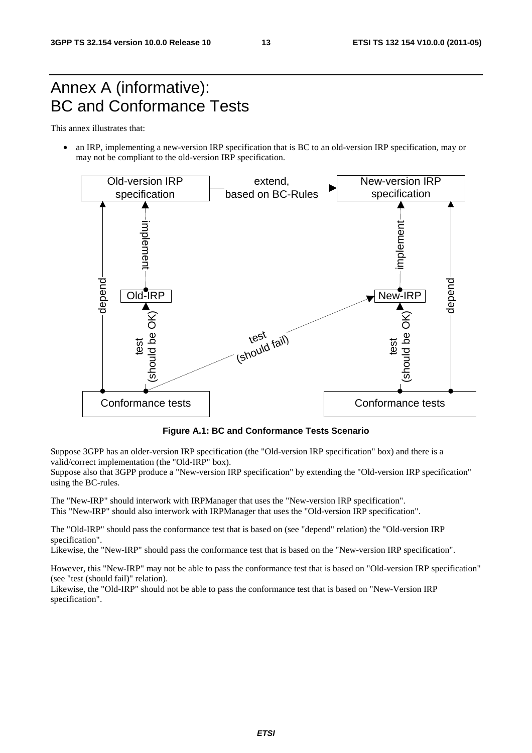# Annex A (informative): BC and Conformance Tests

This annex illustrates that:

- an IRP, implementing a new-version IRP specification that is BC to an old-version IRP specification, may or may not be compliant to the old-version IRP specification.

**Figure A.1: BC and Conformance Tests Scenario**

Suppose 3GPP has an older-version IRP specification (the "Old-version IRP specification" box) and there is a valid/correct implementation (the "Old-IRP" box).
Suppose also that 3GPP produce a "New-version IRP specification" by extending the "Old-version IRP specification" using the BC-rules.

The "New-IRP" should interwork with IRPManager that uses the "New-version IRP specification".
This "New-IRP" should also interwork with IRPManager that uses the "Old-version IRP specification".

The "Old-IRP" should pass the conformance test that is based on (see "depend" relation) the "Old-version IRP specification".
Likewise, the "New-IRP" should pass the conformance test that is based on the "New-version IRP specification".

However, this "New-IRP" may not be able to pass the conformance test that is based on "Old-version IRP specification" (see "test (should fail)" relation).
Likewise, the "Old-IRP" should not be able to pass the conformance test that is based on "New-Version IRP specification".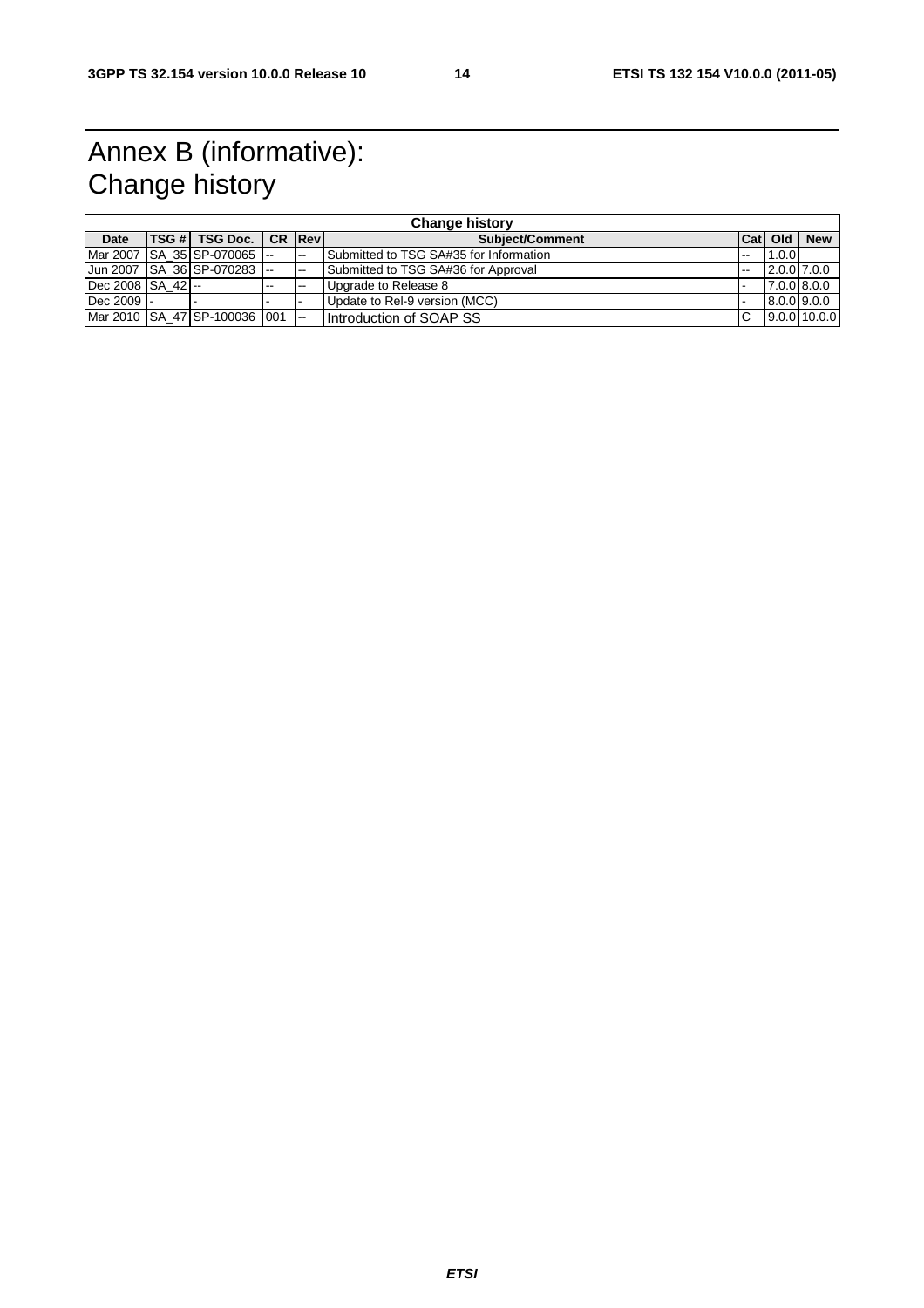# Annex B (informative): Change history

| Change history | | | | | | | | |
|---|---|---|---|---|---|---|---|---|
| **Date** | **TSG #** | **TSG Doc.** | **CR** | **Rev** | **Subject/Comment** | **Cat** | **Old** | **New** |
| Mar 2007 | SA_35 | SP-070065 | -- | -- | Submitted to TSG SA#35 for Information | -- | 1.0.0 | |
| Jun 2007 | SA_36 | SP-070283 | -- | -- | Submitted to TSG SA#36 for Approval | -- | 2.0.0 | 7.0.0 |
| Dec 2008 | SA_42 | -- | -- | -- | Upgrade to Release 8 | - | 7.0.0 | 8.0.0 |
| Dec 2009 | - | - | - | - | Update to Rel-9 version (MCC) | - | 8.0.0 | 9.0.0 |
| Mar 2010 | SA_47 | SP-100036 | 001 | -- | Introduction of SOAP SS | C | 9.0.0 | 10.0.0 |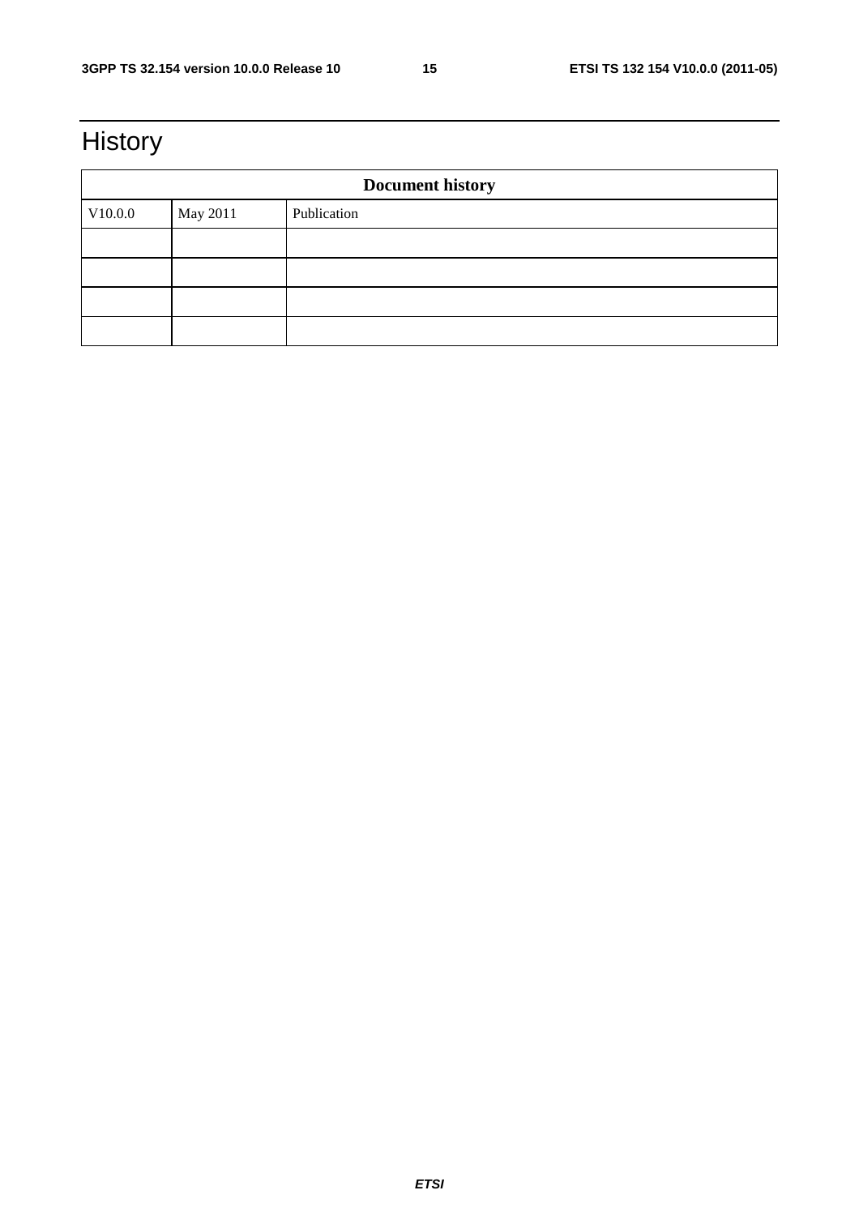# History

| Document history | | |
|---|---|---|
| V10.0.0 | May 2011 | Publication |
| | | |
| | | |
| | | |
| | | |